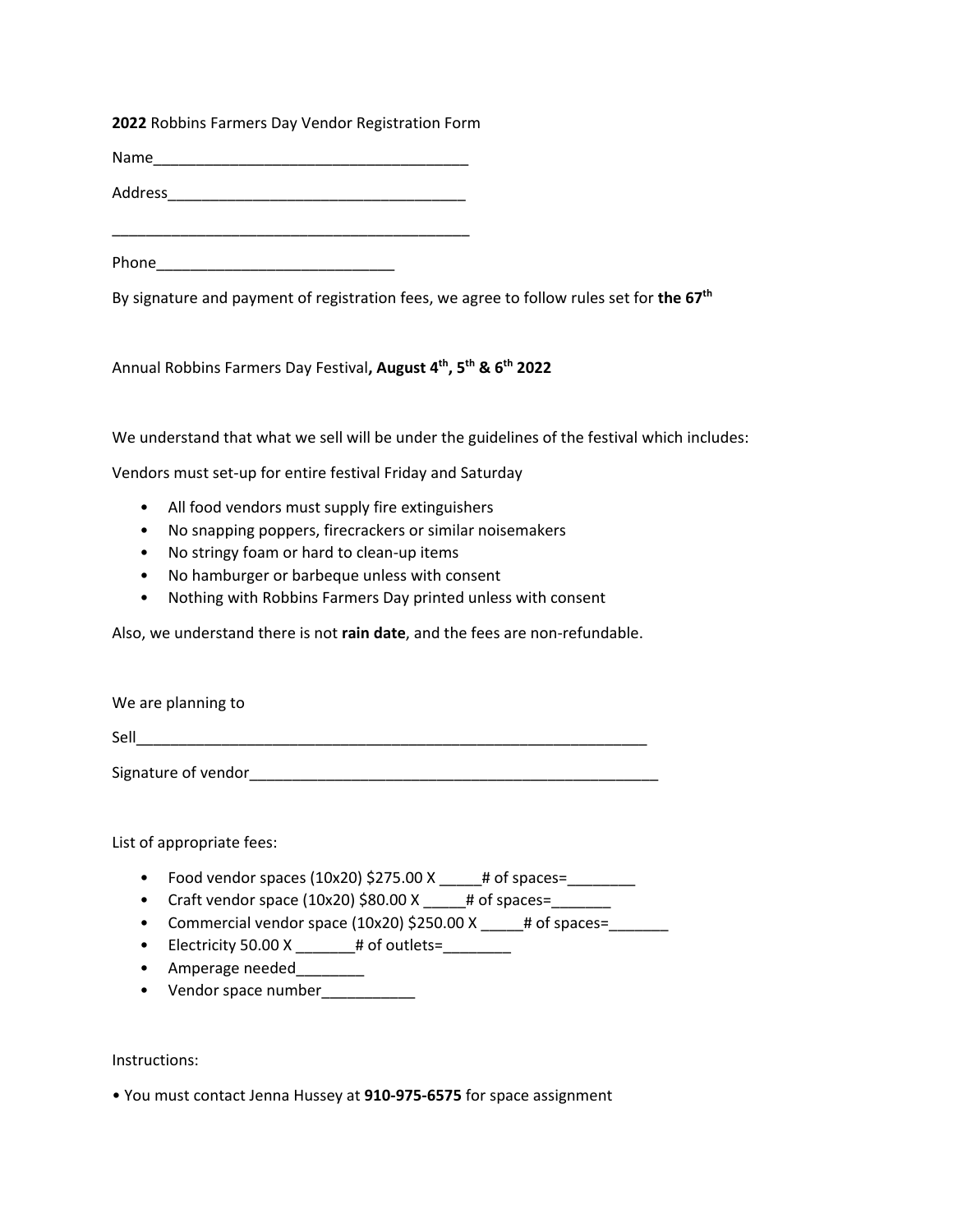**2022** Robbins Farmers Day Vendor Registration Form

Name_____________________________________

Address__________________________________

__________________________________________

Phone___________________________

By signature and payment of registration fees, we agree to follow rules set for **the 67th**

Annual Robbins Farmers Day Festival**, August 4th, 5th & 6th 2022**

We understand that what we sell will be under the guidelines of the festival which includes:

Vendors must set-up for entire festival Friday and Saturday

- All food vendors must supply fire extinguishers
- No snapping poppers, firecrackers or similar noisemakers
- No stringy foam or hard to clean-up items
- No hamburger or barbeque unless with consent
- Nothing with Robbins Farmers Day printed unless with consent

Also, we understand there is not **rain date**, and the fees are non-refundable.

We are planning to

Sell_____________________________________________________________

Signature of vendor_________________________________________________

List of appropriate fees:

- Food vendor spaces (10x20) $275.00 X _____# of spaces=________
- Craft vendor space (10x20) $80.00 X _____# of spaces=_______
- Commercial vendor space (10x20) $250.00 X _____# of spaces=_______
- Electricity 50.00 X _______# of outlets=________
- Amperage needed________
- Vendor space number___________

Instructions:

• You must contact Jenna Hussey at **910-975-6575** for space assignment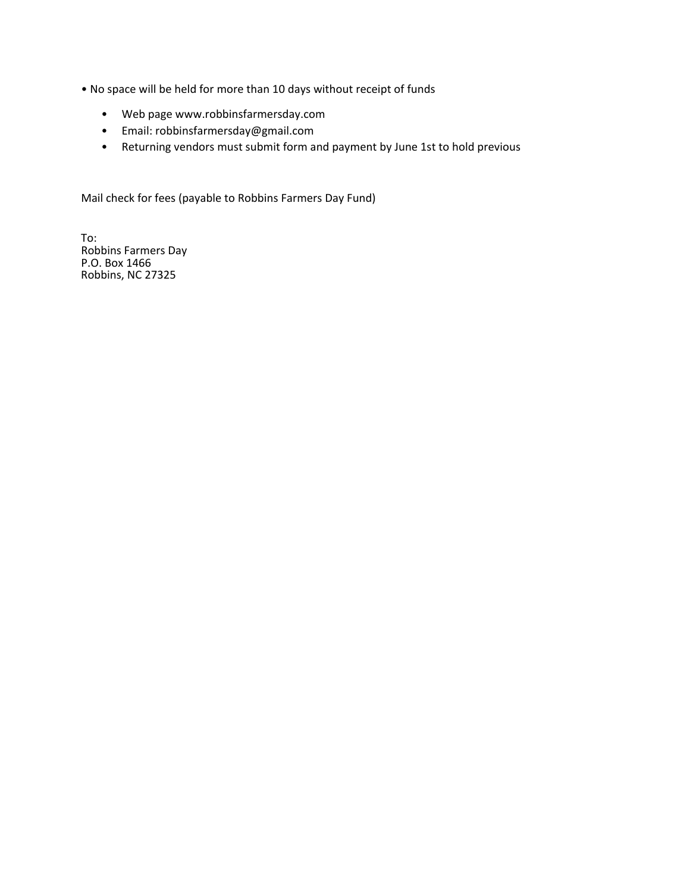- No space will be held for more than 10 days without receipt of funds
    - Web page www.robbinsfarmersday.com
    - Email: robbinsfarmersday@gmail.com
    - Returning vendors must submit form and payment by June 1st to hold previous

Mail check for fees (payable to Robbins Farmers Day Fund)

To:
Robbins Farmers Day
P.O. Box 1466
Robbins, NC 27325